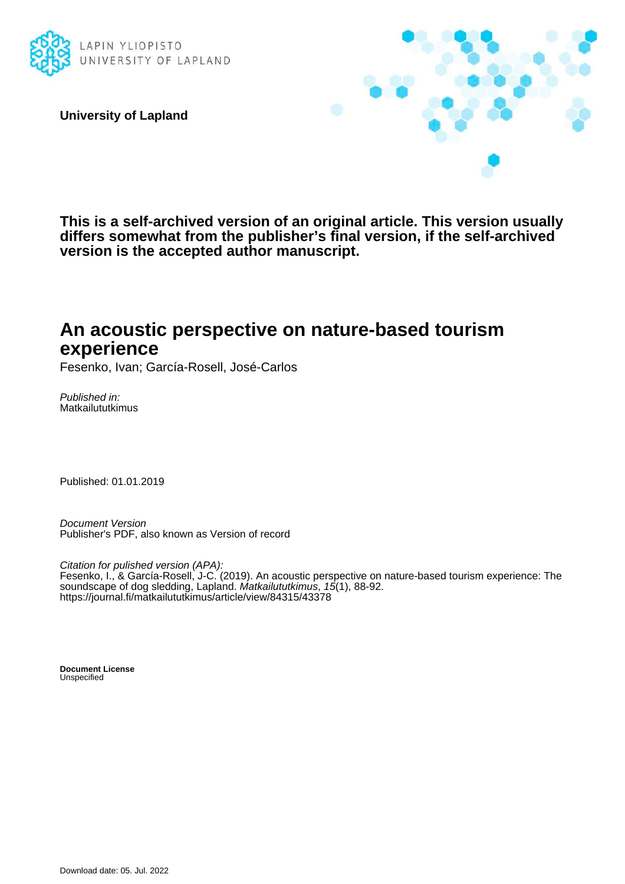LAPIN YLIOPISTO
UNIVERSITY OF LAPLAND

**University of Lapland**

**This is a self-archived version of an original article. This version usually differs somewhat from the publisher's final version, if the self-archived version is the accepted author manuscript.**

# An acoustic perspective on nature-based tourism experience

Fesenko, Ivan; García-Rosell, José-Carlos

*Published in:*
Matkailututkimus

Published: 01.01.2019

*Document Version*
Publisher's PDF, also known as Version of record

*Citation for pulished version (APA):*
Fesenko, I., & García-Rosell, J-C. (2019). An acoustic perspective on nature-based tourism experience: The soundscape of dog sledding, Lapland. *Matkailututkimus*, *15*(1), 88-92. https://journal.fi/matkailututkimus/article/view/84315/43378

**Document License**
Unspecified

Download date: 05. Jul. 2022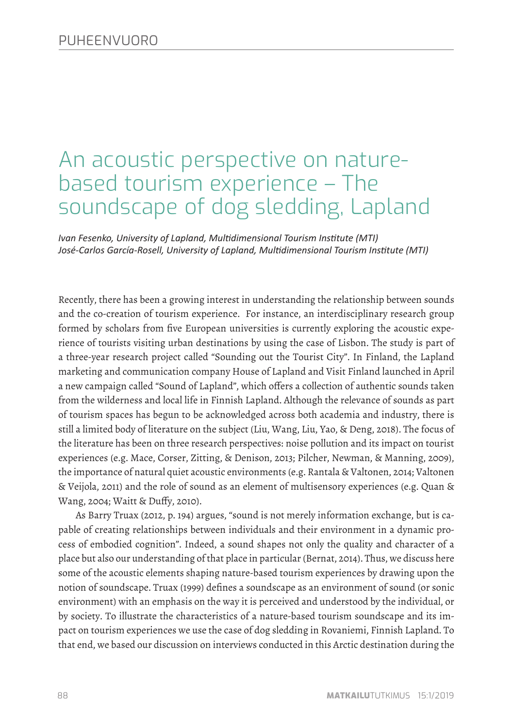# An acoustic perspective on nature-based tourism experience – The soundscape of dog sledding, Lapland

*Ivan Fesenko, University of Lapland, Multidimensional Tourism Institute (MTI)*
*José-Carlos García-Rosell, University of Lapland, Multidimensional Tourism Institute (MTI)*

Recently, there has been a growing interest in understanding the relationship between sounds and the co-creation of tourism experience. For instance, an interdisciplinary research group formed by scholars from five European universities is currently exploring the acoustic experience of tourists visiting urban destinations by using the case of Lisbon. The study is part of a three-year research project called "Sounding out the Tourist City". In Finland, the Lapland marketing and communication company House of Lapland and Visit Finland launched in April a new campaign called "Sound of Lapland", which offers a collection of authentic sounds taken from the wilderness and local life in Finnish Lapland. Although the relevance of sounds as part of tourism spaces has begun to be acknowledged across both academia and industry, there is still a limited body of literature on the subject (Liu, Wang, Liu, Yao, & Deng, 2018). The focus of the literature has been on three research perspectives: noise pollution and its impact on tourist experiences (e.g. Mace, Corser, Zitting, & Denison, 2013; Pilcher, Newman, & Manning, 2009), the importance of natural quiet acoustic environments (e.g. Rantala & Valtonen, 2014; Valtonen & Veijola, 2011) and the role of sound as an element of multisensory experiences (e.g. Quan & Wang, 2004; Waitt & Duffy, 2010).

As Barry Truax (2012, p. 194) argues, "sound is not merely information exchange, but is capable of creating relationships between individuals and their environment in a dynamic process of embodied cognition". Indeed, a sound shapes not only the quality and character of a place but also our understanding of that place in particular (Bernat, 2014). Thus, we discuss here some of the acoustic elements shaping nature-based tourism experiences by drawing upon the notion of soundscape. Truax (1999) defines a soundscape as an environment of sound (or sonic environment) with an emphasis on the way it is perceived and understood by the individual, or by society. To illustrate the characteristics of a nature-based tourism soundscape and its impact on tourism experiences we use the case of dog sledding in Rovaniemi, Finnish Lapland. To that end, we based our discussion on interviews conducted in this Arctic destination during the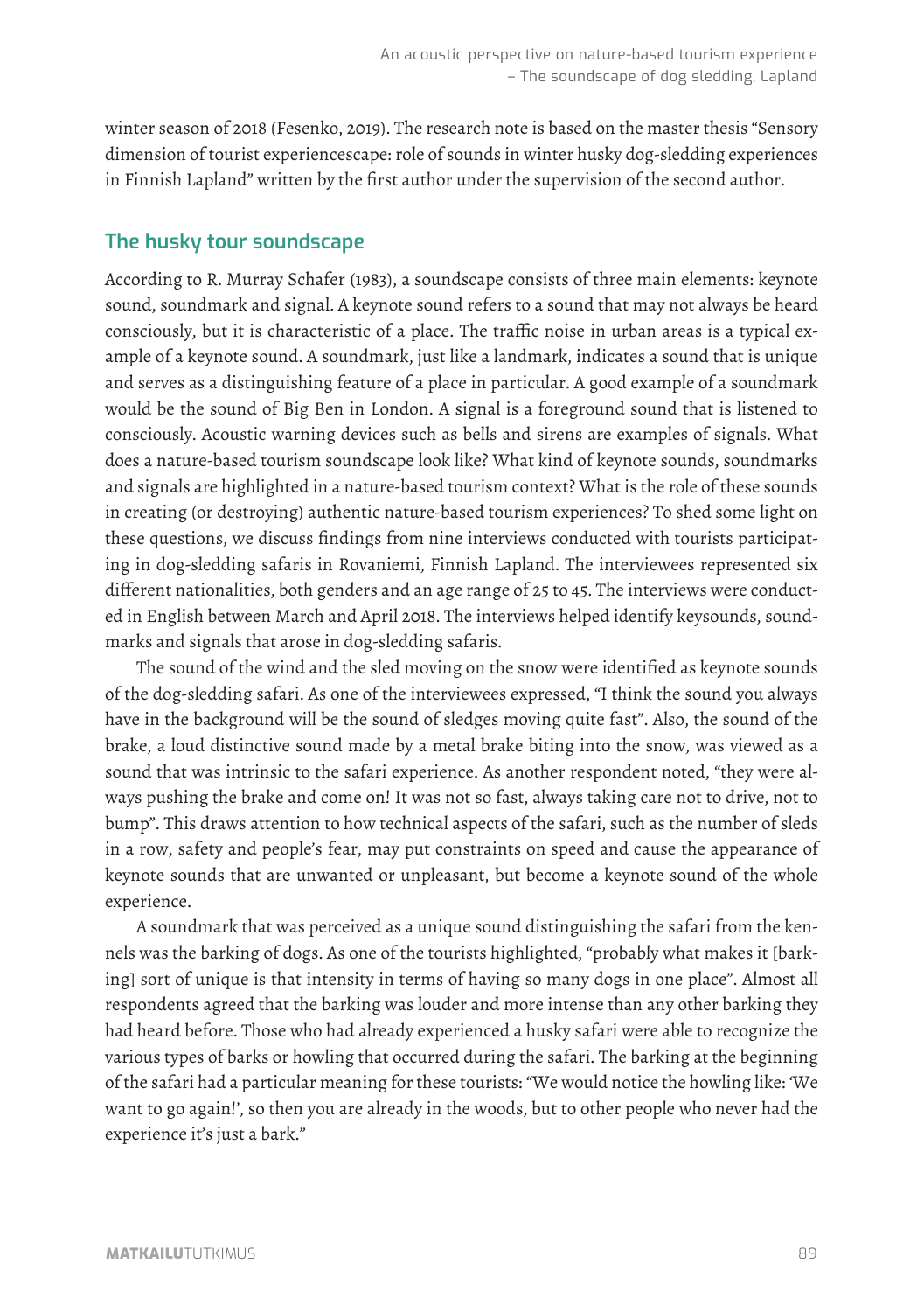winter season of 2018 (Fesenko, 2019). The research note is based on the master thesis "Sensory dimension of tourist experiencescape: role of sounds in winter husky dog-sledding experiences in Finnish Lapland" written by the first author under the supervision of the second author.

## The husky tour soundscape

According to R. Murray Schafer (1983), a soundscape consists of three main elements: keynote sound, soundmark and signal. A keynote sound refers to a sound that may not always be heard consciously, but it is characteristic of a place. The traffic noise in urban areas is a typical example of a keynote sound. A soundmark, just like a landmark, indicates a sound that is unique and serves as a distinguishing feature of a place in particular. A good example of a soundmark would be the sound of Big Ben in London. A signal is a foreground sound that is listened to consciously. Acoustic warning devices such as bells and sirens are examples of signals. What does a nature-based tourism soundscape look like? What kind of keynote sounds, soundmarks and signals are highlighted in a nature-based tourism context? What is the role of these sounds in creating (or destroying) authentic nature-based tourism experiences? To shed some light on these questions, we discuss findings from nine interviews conducted with tourists participating in dog-sledding safaris in Rovaniemi, Finnish Lapland. The interviewees represented six different nationalities, both genders and an age range of 25 to 45. The interviews were conducted in English between March and April 2018. The interviews helped identify keysounds, soundmarks and signals that arose in dog-sledding safaris.

The sound of the wind and the sled moving on the snow were identified as keynote sounds of the dog-sledding safari. As one of the interviewees expressed, "I think the sound you always have in the background will be the sound of sledges moving quite fast". Also, the sound of the brake, a loud distinctive sound made by a metal brake biting into the snow, was viewed as a sound that was intrinsic to the safari experience. As another respondent noted, "they were always pushing the brake and come on! It was not so fast, always taking care not to drive, not to bump". This draws attention to how technical aspects of the safari, such as the number of sleds in a row, safety and people's fear, may put constraints on speed and cause the appearance of keynote sounds that are unwanted or unpleasant, but become a keynote sound of the whole experience.

A soundmark that was perceived as a unique sound distinguishing the safari from the kennels was the barking of dogs. As one of the tourists highlighted, "probably what makes it [barking] sort of unique is that intensity in terms of having so many dogs in one place". Almost all respondents agreed that the barking was louder and more intense than any other barking they had heard before. Those who had already experienced a husky safari were able to recognize the various types of barks or howling that occurred during the safari. The barking at the beginning of the safari had a particular meaning for these tourists: "We would notice the howling like: 'We want to go again!', so then you are already in the woods, but to other people who never had the experience it's just a bark."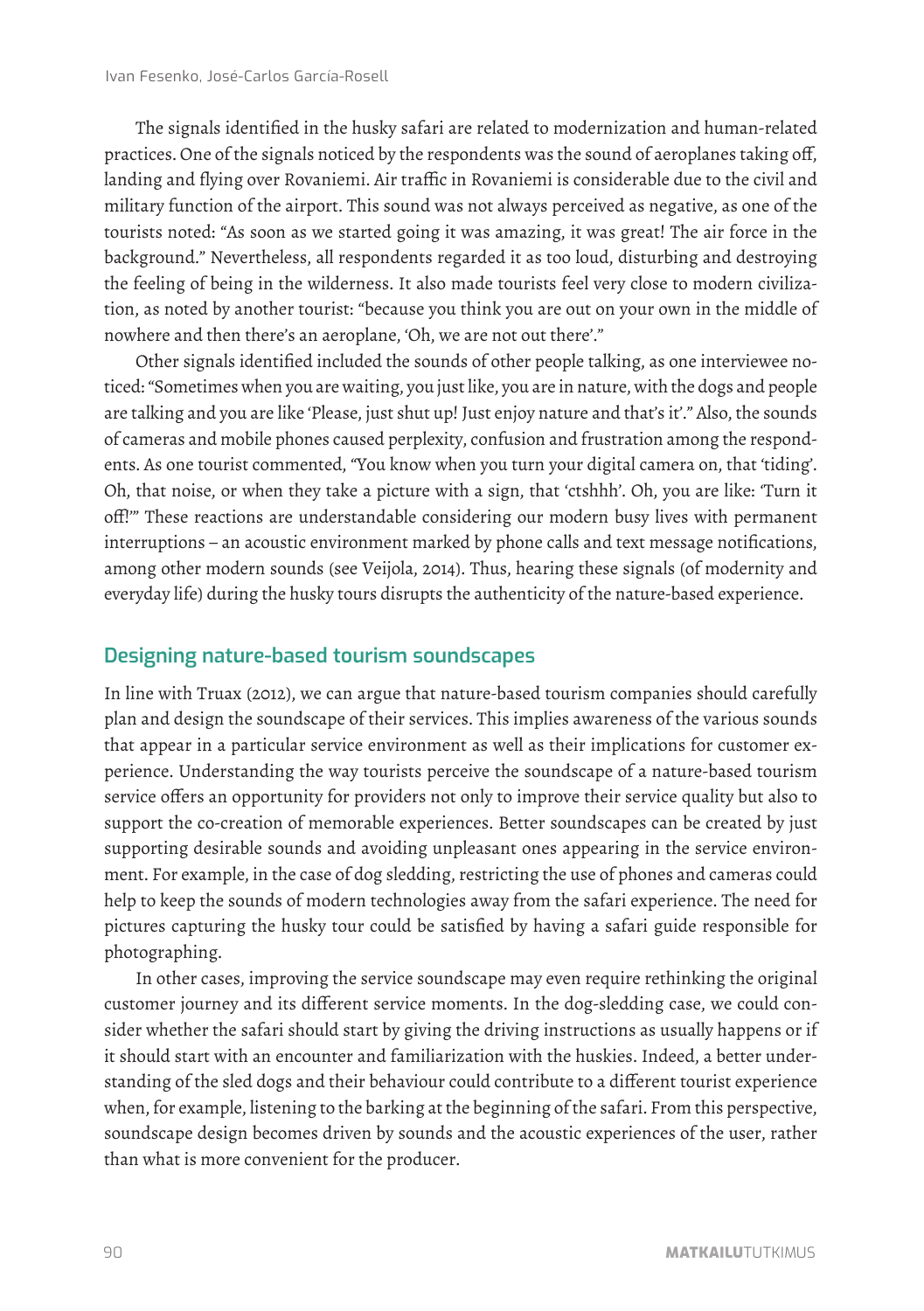The signals identified in the husky safari are related to modernization and human-related practices. One of the signals noticed by the respondents was the sound of aeroplanes taking off, landing and flying over Rovaniemi. Air traffic in Rovaniemi is considerable due to the civil and military function of the airport. This sound was not always perceived as negative, as one of the tourists noted: "As soon as we started going it was amazing, it was great! The air force in the background." Nevertheless, all respondents regarded it as too loud, disturbing and destroying the feeling of being in the wilderness. It also made tourists feel very close to modern civilization, as noted by another tourist: "because you think you are out on your own in the middle of nowhere and then there's an aeroplane, 'Oh, we are not out there'."

Other signals identified included the sounds of other people talking, as one interviewee noticed: "Sometimes when you are waiting, you just like, you are in nature, with the dogs and people are talking and you are like 'Please, just shut up! Just enjoy nature and that's it'." Also, the sounds of cameras and mobile phones caused perplexity, confusion and frustration among the respondents. As one tourist commented, "You know when you turn your digital camera on, that 'tiding'. Oh, that noise, or when they take a picture with a sign, that 'ctshhh'. Oh, you are like: 'Turn it off!'" These reactions are understandable considering our modern busy lives with permanent interruptions – an acoustic environment marked by phone calls and text message notifications, among other modern sounds (see Veijola, 2014). Thus, hearing these signals (of modernity and everyday life) during the husky tours disrupts the authenticity of the nature-based experience.

## Designing nature-based tourism soundscapes

In line with Truax (2012), we can argue that nature-based tourism companies should carefully plan and design the soundscape of their services. This implies awareness of the various sounds that appear in a particular service environment as well as their implications for customer experience. Understanding the way tourists perceive the soundscape of a nature-based tourism service offers an opportunity for providers not only to improve their service quality but also to support the co-creation of memorable experiences. Better soundscapes can be created by just supporting desirable sounds and avoiding unpleasant ones appearing in the service environment. For example, in the case of dog sledding, restricting the use of phones and cameras could help to keep the sounds of modern technologies away from the safari experience. The need for pictures capturing the husky tour could be satisfied by having a safari guide responsible for photographing.

In other cases, improving the service soundscape may even require rethinking the original customer journey and its different service moments. In the dog-sledding case, we could consider whether the safari should start by giving the driving instructions as usually happens or if it should start with an encounter and familiarization with the huskies. Indeed, a better understanding of the sled dogs and their behaviour could contribute to a different tourist experience when, for example, listening to the barking at the beginning of the safari. From this perspective, soundscape design becomes driven by sounds and the acoustic experiences of the user, rather than what is more convenient for the producer.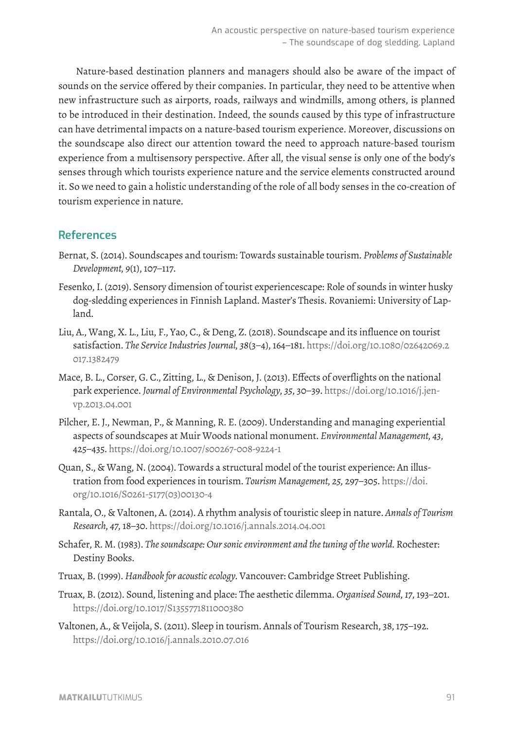Nature-based destination planners and managers should also be aware of the impact of sounds on the service offered by their companies. In particular, they need to be attentive when new infrastructure such as airports, roads, railways and windmills, among others, is planned to be introduced in their destination. Indeed, the sounds caused by this type of infrastructure can have detrimental impacts on a nature-based tourism experience. Moreover, discussions on the soundscape also direct our attention toward the need to approach nature-based tourism experience from a multisensory perspective. After all, the visual sense is only one of the body's senses through which tourists experience nature and the service elements constructed around it. So we need to gain a holistic understanding of the role of all body senses in the co-creation of tourism experience in nature.

## References

Bernat, S. (2014). Soundscapes and tourism: Towards sustainable tourism. *Problems of Sustainable Development, 9*(1), 107–117.

Fesenko, I. (2019). Sensory dimension of tourist experiencescape: Role of sounds in winter husky dog-sledding experiences in Finnish Lapland. Master's Thesis. Rovaniemi: University of Lapland.

Liu, A., Wang, X. L., Liu, F., Yao, C., & Deng, Z. (2018). Soundscape and its influence on tourist satisfaction. *The Service Industries Journal, 38*(3–4), 164–181. https://doi.org/10.1080/02642069.2017.1382479

Mace, B. L., Corser, G. C., Zitting, L., & Denison, J. (2013). Effects of overflights on the national park experience. *Journal of Environmental Psychology, 35*, 30–39. https://doi.org/10.1016/j.jenvp.2013.04.001

Pilcher, E. J., Newman, P., & Manning, R. E. (2009). Understanding and managing experiential aspects of soundscapes at Muir Woods national monument. *Environmental Management, 43*, 425–435. https://doi.org/10.1007/s00267-008-9224-1

Quan, S., & Wang, N. (2004). Towards a structural model of the tourist experience: An illustration from food experiences in tourism. *Tourism Management, 25*, 297–305. https://doi.org/10.1016/S0261-5177(03)00130-4

Rantala, O., & Valtonen, A. (2014). A rhythm analysis of touristic sleep in nature. *Annals of Tourism Research, 47*, 18–30. https://doi.org/10.1016/j.annals.2014.04.001

Schafer, R. M. (1983). *The soundscape: Our sonic environment and the tuning of the world*. Rochester: Destiny Books.

Truax, B. (1999). *Handbook for acoustic ecology*. Vancouver: Cambridge Street Publishing.

Truax, B. (2012). Sound, listening and place: The aesthetic dilemma. *Organised Sound, 17*, 193–201. https://doi.org/10.1017/S1355771811000380

Valtonen, A., & Veijola, S. (2011). Sleep in tourism. Annals of Tourism Research, *38*, 175–192. https://doi.org/10.1016/j.annals.2010.07.016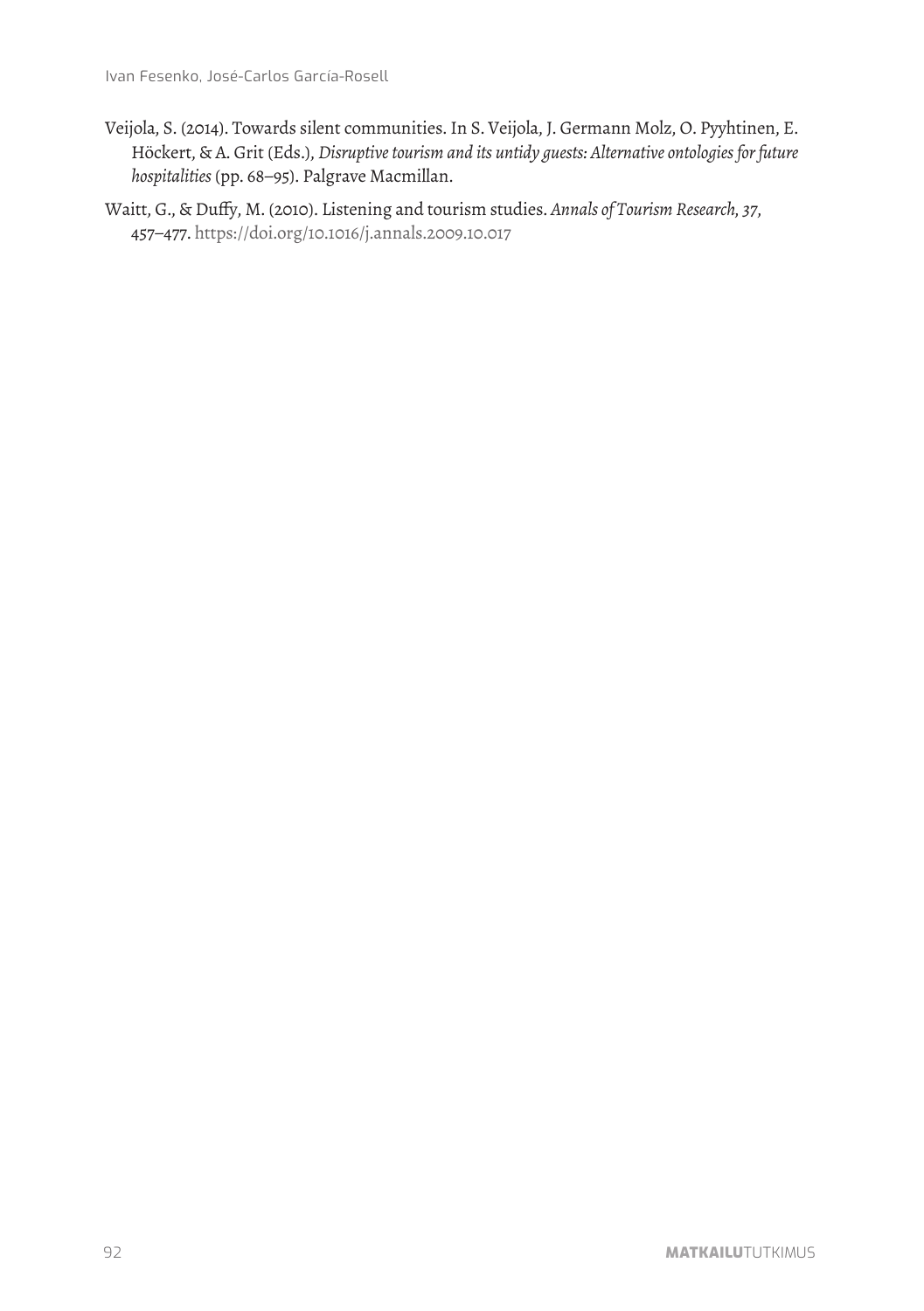Veijola, S. (2014). Towards silent communities. In S. Veijola, J. Germann Molz, O. Pyyhtinen, E. Höckert, & A. Grit (Eds.), *Disruptive tourism and its untidy guests: Alternative ontologies for future hospitalities* (pp. 68–95). Palgrave Macmillan.

Waitt, G., & Duffy, M. (2010). Listening and tourism studies. *Annals of Tourism Research, 37*, 457–477. https://doi.org/10.1016/j.annals.2009.10.017